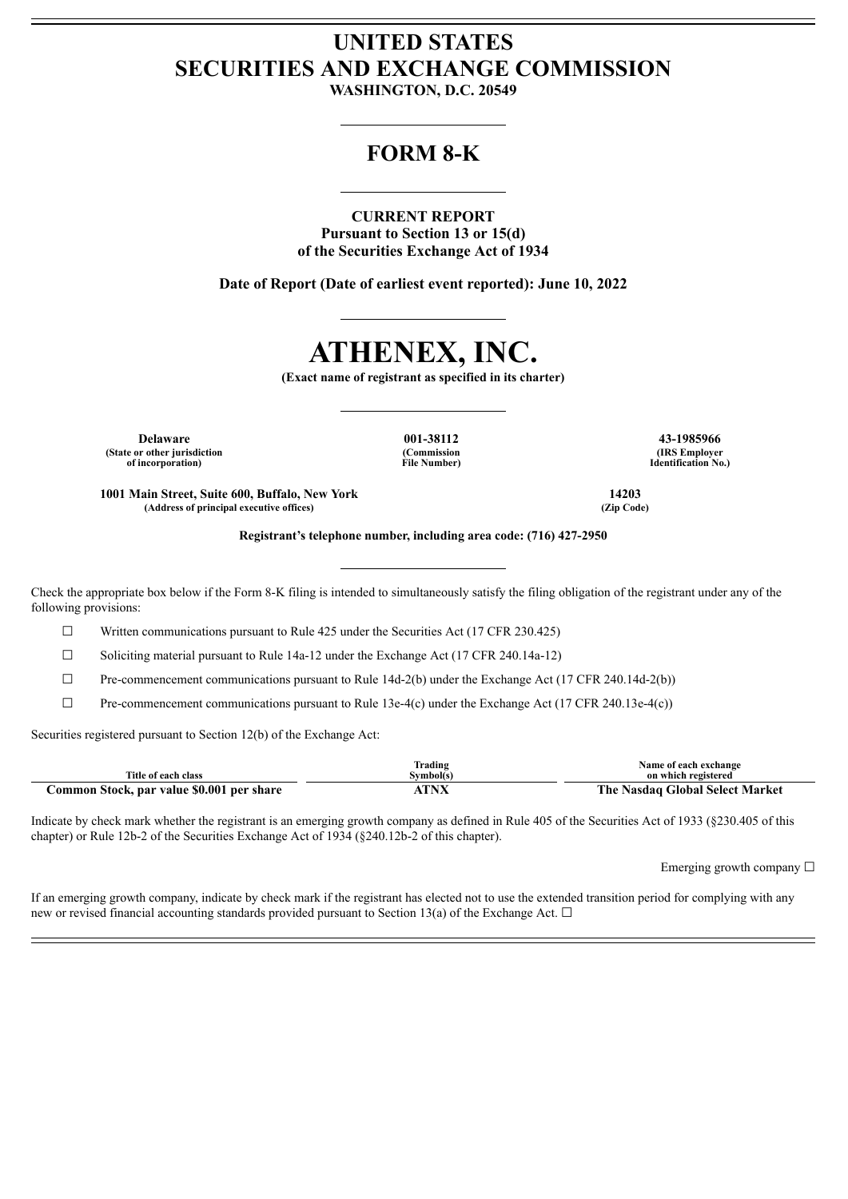# UNITED STATES
# SECURITIES AND EXCHANGE COMMISSION

**WASHINGTON, D.C. 20549**

## FORM 8-K

**CURRENT REPORT**
**Pursuant to Section 13 or 15(d)**
**of the Securities Exchange Act of 1934**

**Date of Report (Date of earliest event reported): June 10, 2022**

# ATHENEX, INC.

**(Exact name of registrant as specified in its charter)**

| Delaware | 001-38112 | 43-1985966 |
|---|---|---|
| (State or other jurisdiction of incorporation) | (Commission File Number) | (IRS Employer Identification No.) |

| 1001 Main Street, Suite 600, Buffalo, New York | 14203 |
|---|---|
| (Address of principal executive offices) | (Zip Code) |

**Registrant's telephone number, including area code: (716) 427-2950**

Check the appropriate box below if the Form 8-K filing is intended to simultaneously satisfy the filing obligation of the registrant under any of the following provisions:

☐ Written communications pursuant to Rule 425 under the Securities Act (17 CFR 230.425)

☐ Soliciting material pursuant to Rule 14a-12 under the Exchange Act (17 CFR 240.14a-12)

☐ Pre-commencement communications pursuant to Rule 14d-2(b) under the Exchange Act (17 CFR 240.14d-2(b))

☐ Pre-commencement communications pursuant to Rule 13e-4(c) under the Exchange Act (17 CFR 240.13e-4(c))

Securities registered pursuant to Section 12(b) of the Exchange Act:

| Title of each class | Trading Symbol(s) | Name of each exchange on which registered |
|---|---|---|
| **Common Stock, par value $0.001 per share** | **ATNX** | **The Nasdaq Global Select Market** |

Indicate by check mark whether the registrant is an emerging growth company as defined in Rule 405 of the Securities Act of 1933 (§230.405 of this chapter) or Rule 12b-2 of the Securities Exchange Act of 1934 (§240.12b-2 of this chapter).

Emerging growth company ☐

If an emerging growth company, indicate by check mark if the registrant has elected not to use the extended transition period for complying with any new or revised financial accounting standards provided pursuant to Section 13(a) of the Exchange Act. ☐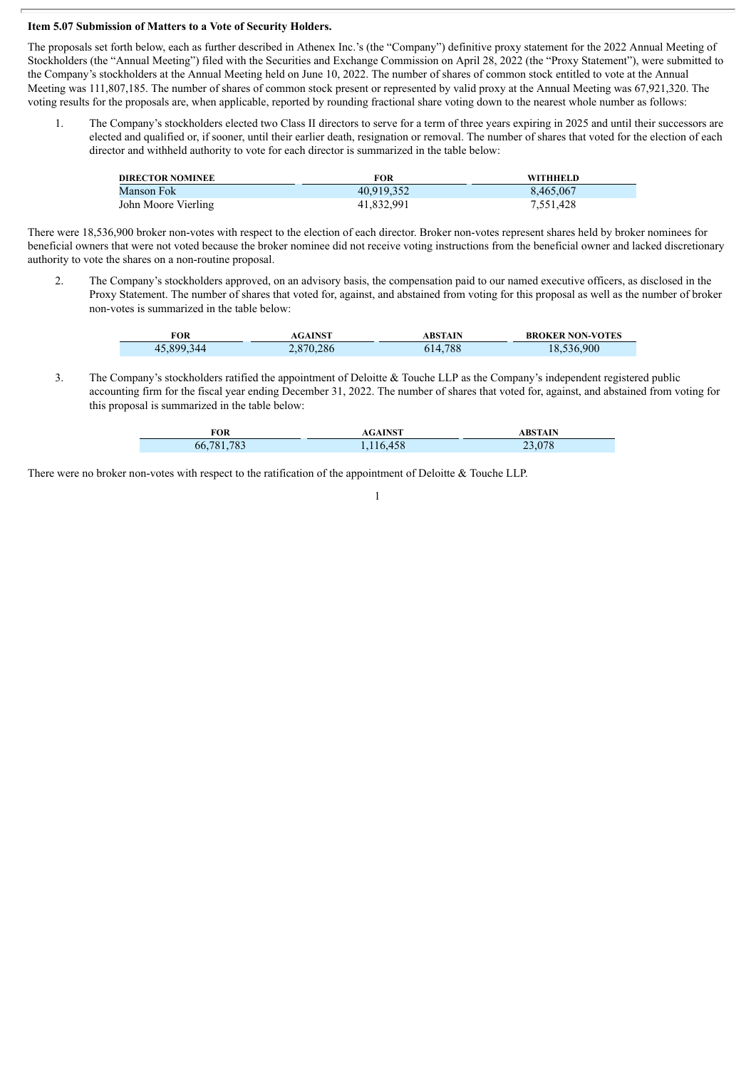**Item 5.07 Submission of Matters to a Vote of Security Holders.**

The proposals set forth below, each as further described in Athenex Inc.'s (the "Company") definitive proxy statement for the 2022 Annual Meeting of Stockholders (the "Annual Meeting") filed with the Securities and Exchange Commission on April 28, 2022 (the "Proxy Statement"), were submitted to the Company's stockholders at the Annual Meeting held on June 10, 2022. The number of shares of common stock entitled to vote at the Annual Meeting was 111,807,185. The number of shares of common stock present or represented by valid proxy at the Annual Meeting was 67,921,320. The voting results for the proposals are, when applicable, reported by rounding fractional share voting down to the nearest whole number as follows:

1. The Company's stockholders elected two Class II directors to serve for a term of three years expiring in 2025 and until their successors are elected and qualified or, if sooner, until their earlier death, resignation or removal. The number of shares that voted for the election of each director and withheld authority to vote for each director is summarized in the table below:

| DIRECTOR NOMINEE | FOR | WITHHELD |
|---|---|---|
| Manson Fok | 40,919,352 | 8,465,067 |
| John Moore Vierling | 41,832,991 | 7,551,428 |

There were 18,536,900 broker non-votes with respect to the election of each director. Broker non-votes represent shares held by broker nominees for beneficial owners that were not voted because the broker nominee did not receive voting instructions from the beneficial owner and lacked discretionary authority to vote the shares on a non-routine proposal.

2. The Company's stockholders approved, on an advisory basis, the compensation paid to our named executive officers, as disclosed in the Proxy Statement. The number of shares that voted for, against, and abstained from voting for this proposal as well as the number of broker non-votes is summarized in the table below:

| FOR | AGAINST | ABSTAIN | BROKER NON-VOTES |
|---|---|---|---|
| 45,899,344 | 2,870,286 | 614,788 | 18,536,900 |

3. The Company's stockholders ratified the appointment of Deloitte & Touche LLP as the Company's independent registered public accounting firm for the fiscal year ending December 31, 2022. The number of shares that voted for, against, and abstained from voting for this proposal is summarized in the table below:

| FOR | AGAINST | ABSTAIN |
|---|---|---|
| 66,781,783 | 1,116,458 | 23,078 |

There were no broker non-votes with respect to the ratification of the appointment of Deloitte & Touche LLP.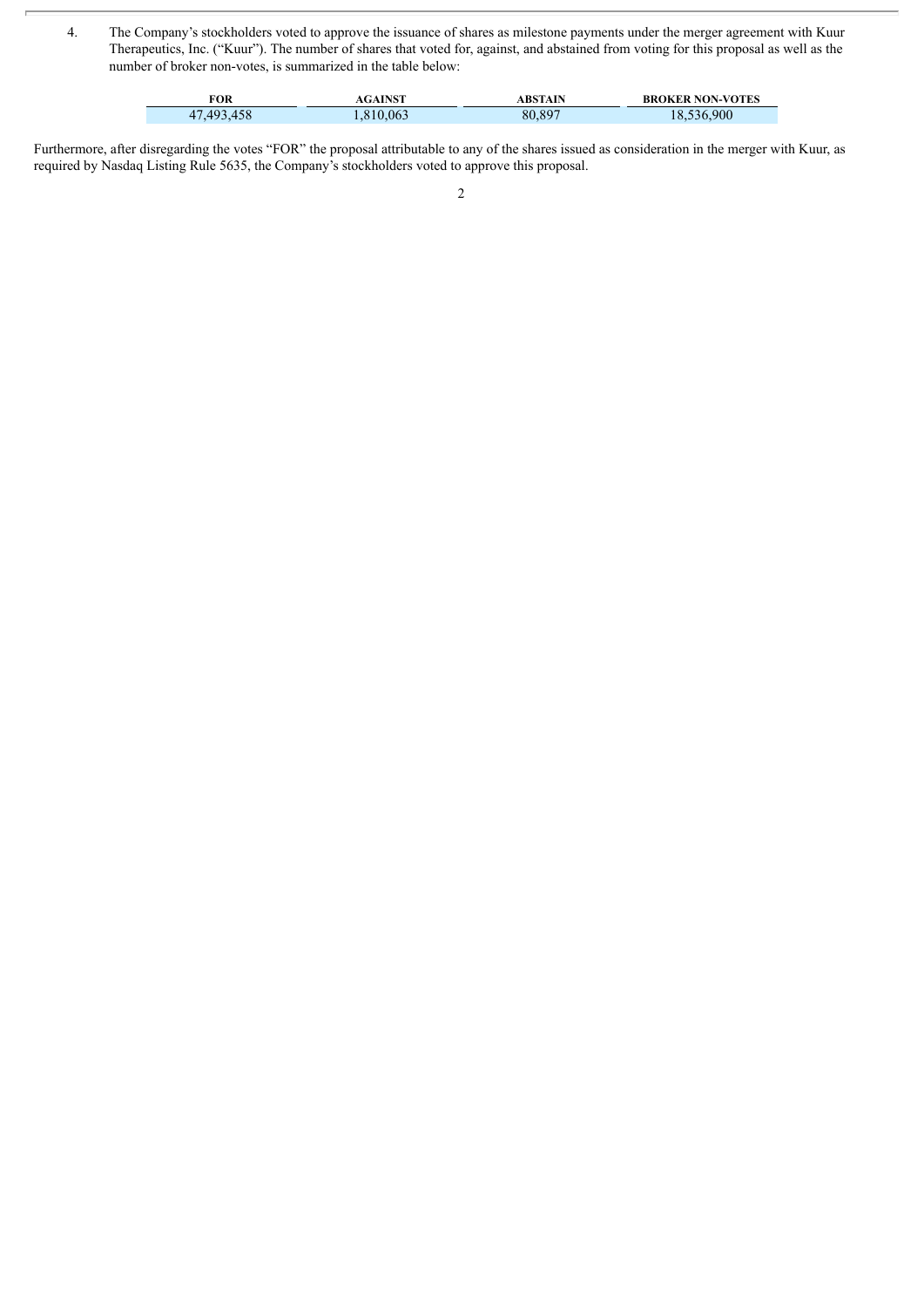4. The Company's stockholders voted to approve the issuance of shares as milestone payments under the merger agreement with Kuur Therapeutics, Inc. ("Kuur"). The number of shares that voted for, against, and abstained from voting for this proposal as well as the number of broker non-votes, is summarized in the table below:

| FOR | AGAINST | ABSTAIN | BROKER NON-VOTES |
|---|---|---|---|
| 47,493,458 | 1,810,063 | 80,897 | 18,536,900 |

Furthermore, after disregarding the votes "FOR" the proposal attributable to any of the shares issued as consideration in the merger with Kuur, as required by Nasdaq Listing Rule 5635, the Company's stockholders voted to approve this proposal.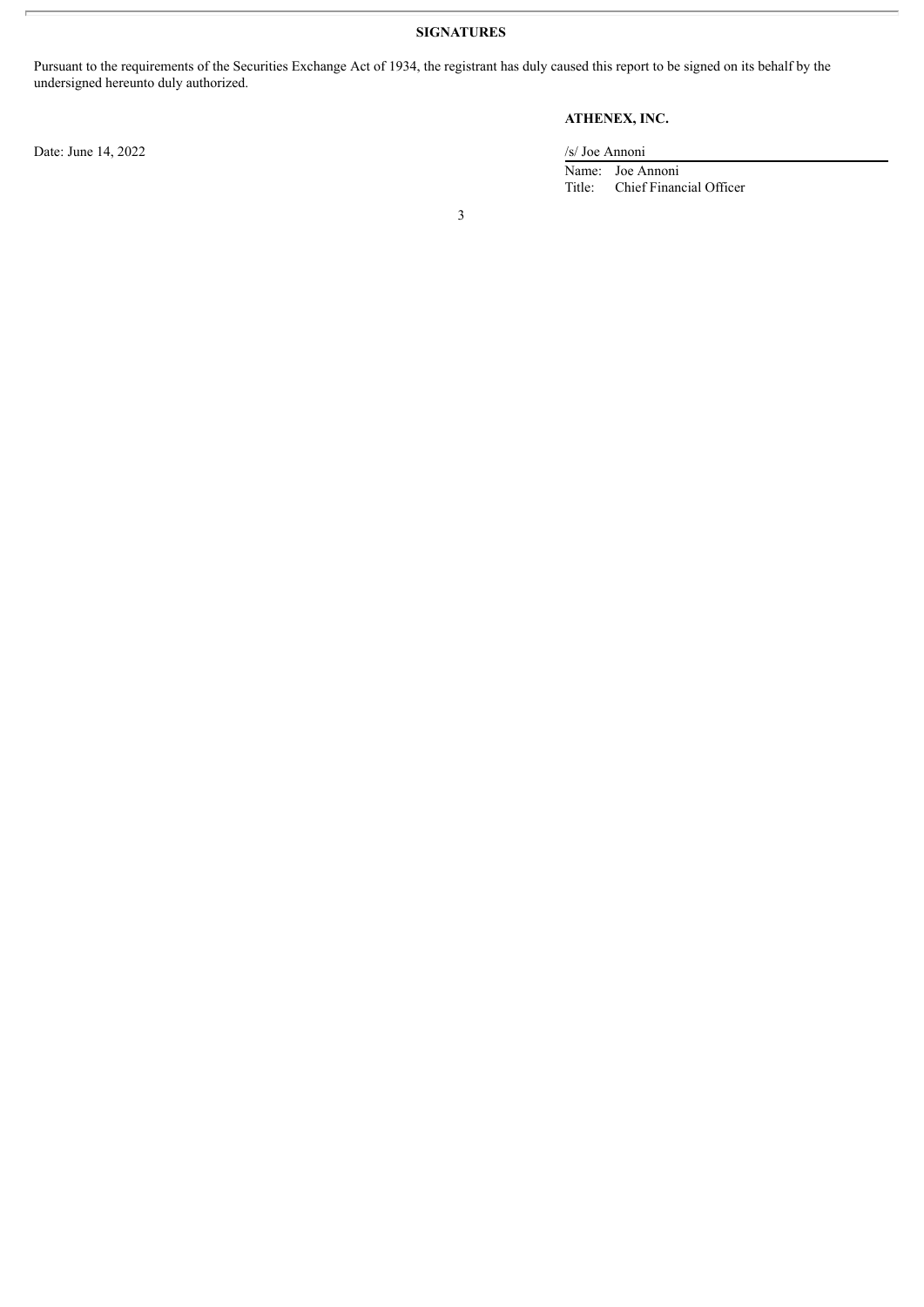**SIGNATURES**

Pursuant to the requirements of the Securities Exchange Act of 1934, the registrant has duly caused this report to be signed on its behalf by the undersigned hereunto duly authorized.

**ATHENEX, INC.**

Date: June 14, 2022

/s/ Joe Annoni

Name: Joe Annoni
Title: Chief Financial Officer